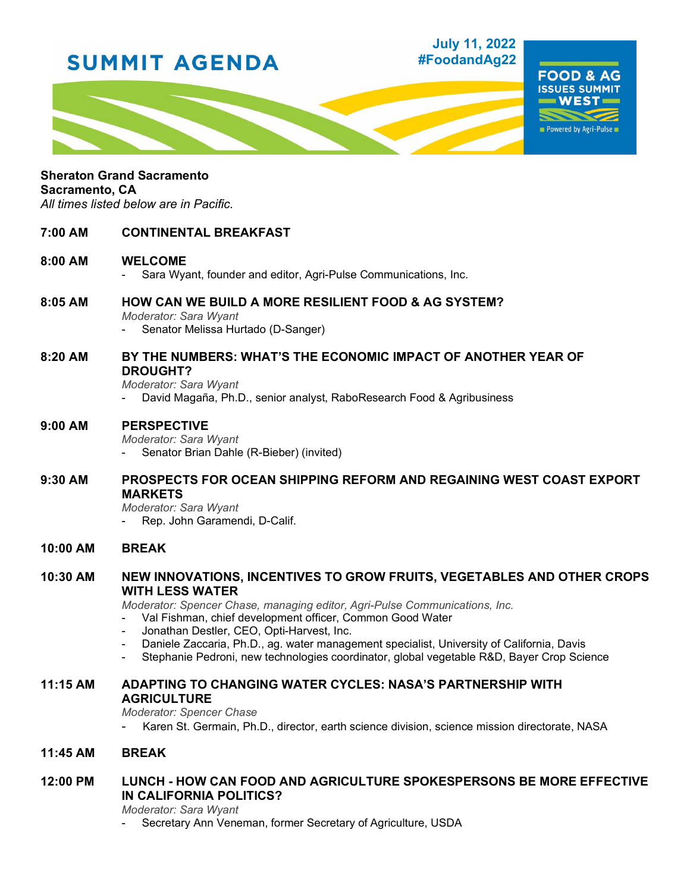# SUMMIT AGENDA

**July 11, 2022**
**#FoodandAg22**

**FOOD & AG ISSUES SUMMIT WEST**
Powered by Agri-Pulse

**Sheraton Grand Sacramento**
**Sacramento, CA**
*All times listed below are in Pacific.*

**7:00 AM** **CONTINENTAL BREAKFAST**

**8:00 AM** **WELCOME**
- Sara Wyant, founder and editor, Agri-Pulse Communications, Inc.

**8:05 AM** **HOW CAN WE BUILD A MORE RESILIENT FOOD & AG SYSTEM?**
*Moderator: Sara Wyant*
- Senator Melissa Hurtado (D-Sanger)

**8:20 AM** **BY THE NUMBERS: WHAT'S THE ECONOMIC IMPACT OF ANOTHER YEAR OF DROUGHT?**
*Moderator: Sara Wyant*
- David Magaña, Ph.D., senior analyst, RaboResearch Food & Agribusiness

**9:00 AM** **PERSPECTIVE**
*Moderator: Sara Wyant*
- Senator Brian Dahle (R-Bieber) (invited)

**9:30 AM** **PROSPECTS FOR OCEAN SHIPPING REFORM AND REGAINING WEST COAST EXPORT MARKETS**
*Moderator: Sara Wyant*
- Rep. John Garamendi, D-Calif.

**10:00 AM** **BREAK**

**10:30 AM** **NEW INNOVATIONS, INCENTIVES TO GROW FRUITS, VEGETABLES AND OTHER CROPS WITH LESS WATER**
*Moderator: Spencer Chase, managing editor, Agri-Pulse Communications, Inc.*
- Val Fishman, chief development officer, Common Good Water
- Jonathan Destler, CEO, Opti-Harvest, Inc.
- Daniele Zaccaria, Ph.D., ag. water management specialist, University of California, Davis
- Stephanie Pedroni, new technologies coordinator, global vegetable R&D, Bayer Crop Science

**11:15 AM** **ADAPTING TO CHANGING WATER CYCLES: NASA'S PARTNERSHIP WITH AGRICULTURE**
*Moderator: Spencer Chase*
- Karen St. Germain, Ph.D., director, earth science division, science mission directorate, NASA

**11:45 AM** **BREAK**

**12:00 PM** **LUNCH - HOW CAN FOOD AND AGRICULTURE SPOKESPERSONS BE MORE EFFECTIVE IN CALIFORNIA POLITICS?**
*Moderator: Sara Wyant*
- Secretary Ann Veneman, former Secretary of Agriculture, USDA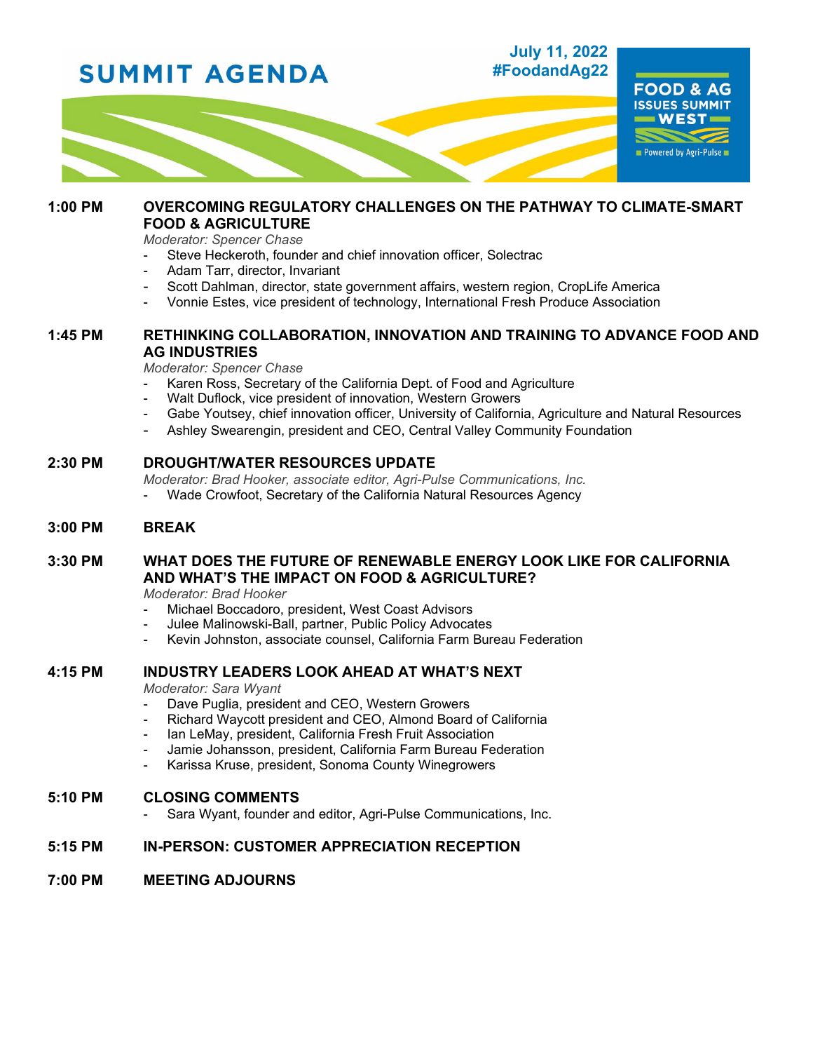# SUMMIT AGENDA

**July 11, 2022**
**#FoodandAg22**

FOOD & AG ISSUES SUMMIT WEST
Powered by Agri-Pulse

**1:00 PM** **OVERCOMING REGULATORY CHALLENGES ON THE PATHWAY TO CLIMATE-SMART FOOD & AGRICULTURE**

*Moderator: Spencer Chase*

- Steve Heckeroth, founder and chief innovation officer, Solectrac
- Adam Tarr, director, Invariant
- Scott Dahlman, director, state government affairs, western region, CropLife America
- Vonnie Estes, vice president of technology, International Fresh Produce Association

**1:45 PM** **RETHINKING COLLABORATION, INNOVATION AND TRAINING TO ADVANCE FOOD AND AG INDUSTRIES**

*Moderator: Spencer Chase*

- Karen Ross, Secretary of the California Dept. of Food and Agriculture
- Walt Duflock, vice president of innovation, Western Growers
- Gabe Youtsey, chief innovation officer, University of California, Agriculture and Natural Resources
- Ashley Swearengin, president and CEO, Central Valley Community Foundation

**2:30 PM** **DROUGHT/WATER RESOURCES UPDATE**

*Moderator: Brad Hooker, associate editor, Agri-Pulse Communications, Inc.*

- Wade Crowfoot, Secretary of the California Natural Resources Agency

**3:00 PM** **BREAK**

**3:30 PM** **WHAT DOES THE FUTURE OF RENEWABLE ENERGY LOOK LIKE FOR CALIFORNIA AND WHAT'S THE IMPACT ON FOOD & AGRICULTURE?**

*Moderator: Brad Hooker*

- Michael Boccadoro, president, West Coast Advisors
- Julee Malinowski-Ball, partner, Public Policy Advocates
- Kevin Johnston, associate counsel, California Farm Bureau Federation

**4:15 PM** **INDUSTRY LEADERS LOOK AHEAD AT WHAT'S NEXT**

*Moderator: Sara Wyant*

- Dave Puglia, president and CEO, Western Growers
- Richard Waycott president and CEO, Almond Board of California
- Ian LeMay, president, California Fresh Fruit Association
- Jamie Johansson, president, California Farm Bureau Federation
- Karissa Kruse, president, Sonoma County Winegrowers

**5:10 PM** **CLOSING COMMENTS**

- Sara Wyant, founder and editor, Agri-Pulse Communications, Inc.

**5:15 PM** **IN-PERSON: CUSTOMER APPRECIATION RECEPTION**

**7:00 PM** **MEETING ADJOURNS**